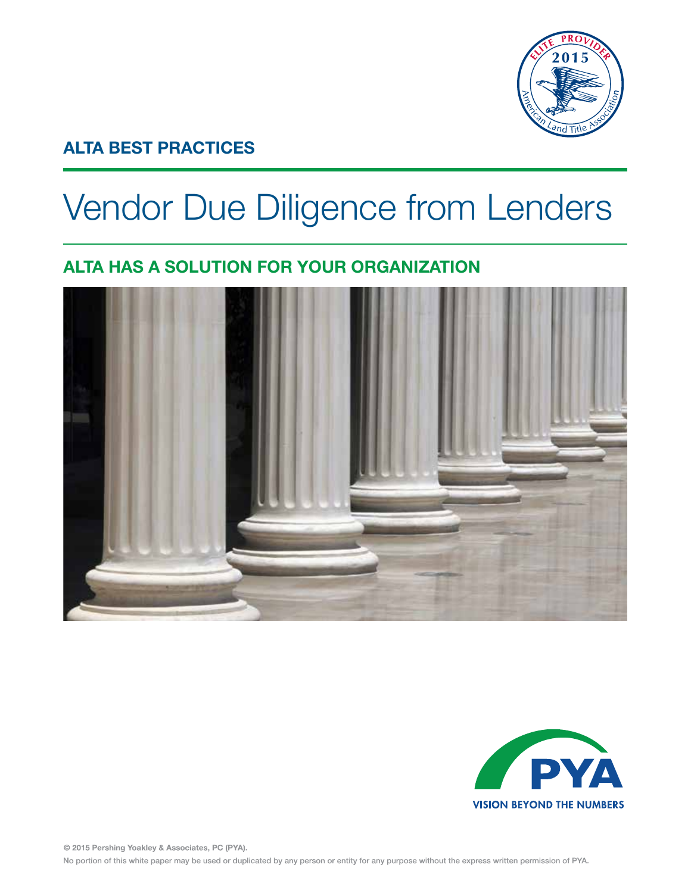ALTA BEST PRACTICES

# Vendor Due Diligence from Lenders

## ALTA HAS A SOLUTION FOR YOUR ORGANIZATION

VISION BEYOND THE NUMBERS

© 2015 Pershing Yoakley & Associates, PC (PYA).

No portion of this white paper may be used or duplicated by any person or entity for any purpose without the express written permission of PYA.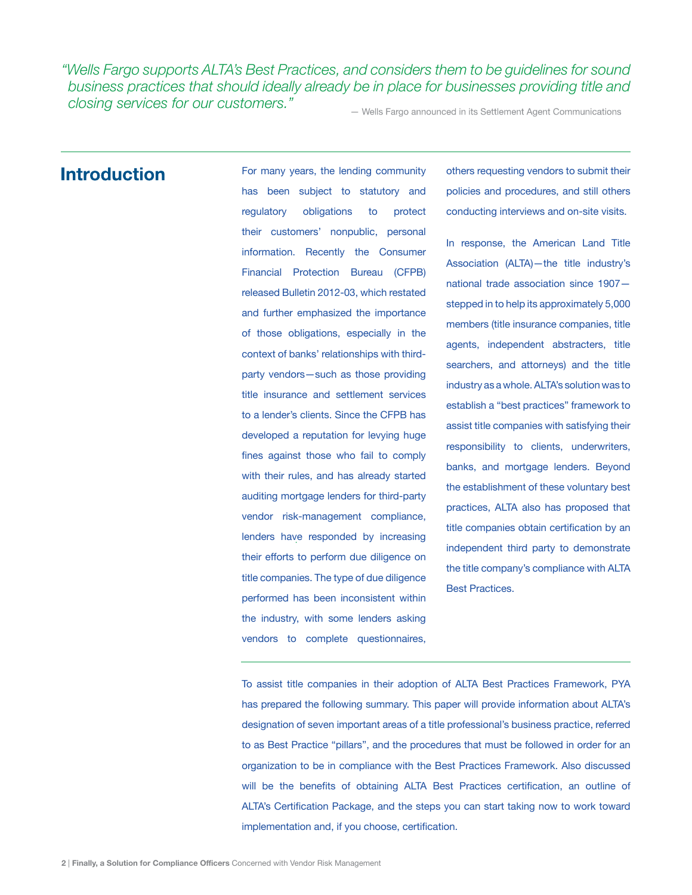*"Wells Fargo supports ALTA's Best Practices, and considers them to be guidelines for sound business practices that should ideally already be in place for businesses providing title and closing services for our customers."*

— Wells Fargo announced in its Settlement Agent Communications

## Introduction

For many years, the lending community has been subject to statutory and regulatory obligations to protect their customers' nonpublic, personal information. Recently the Consumer Financial Protection Bureau (CFPB) released Bulletin 2012-03, which restated and further emphasized the importance of those obligations, especially in the context of banks' relationships with third-party vendors—such as those providing title insurance and settlement services to a lender's clients. Since the CFPB has developed a reputation for levying huge fines against those who fail to comply with their rules, and has already started auditing mortgage lenders for third-party vendor risk-management compliance, lenders have responded by increasing their efforts to perform due diligence on title companies. The type of due diligence performed has been inconsistent within the industry, with some lenders asking vendors to complete questionnaires, others requesting vendors to submit their policies and procedures, and still others conducting interviews and on-site visits.

In response, the American Land Title Association (ALTA)—the title industry's national trade association since 1907—stepped in to help its approximately 5,000 members (title insurance companies, title agents, independent abstracters, title searchers, and attorneys) and the title industry as a whole. ALTA's solution was to establish a "best practices" framework to assist title companies with satisfying their responsibility to clients, underwriters, banks, and mortgage lenders. Beyond the establishment of these voluntary best practices, ALTA also has proposed that title companies obtain certification by an independent third party to demonstrate the title company's compliance with ALTA Best Practices.

To assist title companies in their adoption of ALTA Best Practices Framework, PYA has prepared the following summary. This paper will provide information about ALTA's designation of seven important areas of a title professional's business practice, referred to as Best Practice "pillars", and the procedures that must be followed in order for an organization to be in compliance with the Best Practices Framework. Also discussed will be the benefits of obtaining ALTA Best Practices certification, an outline of ALTA's Certification Package, and the steps you can start taking now to work toward implementation and, if you choose, certification.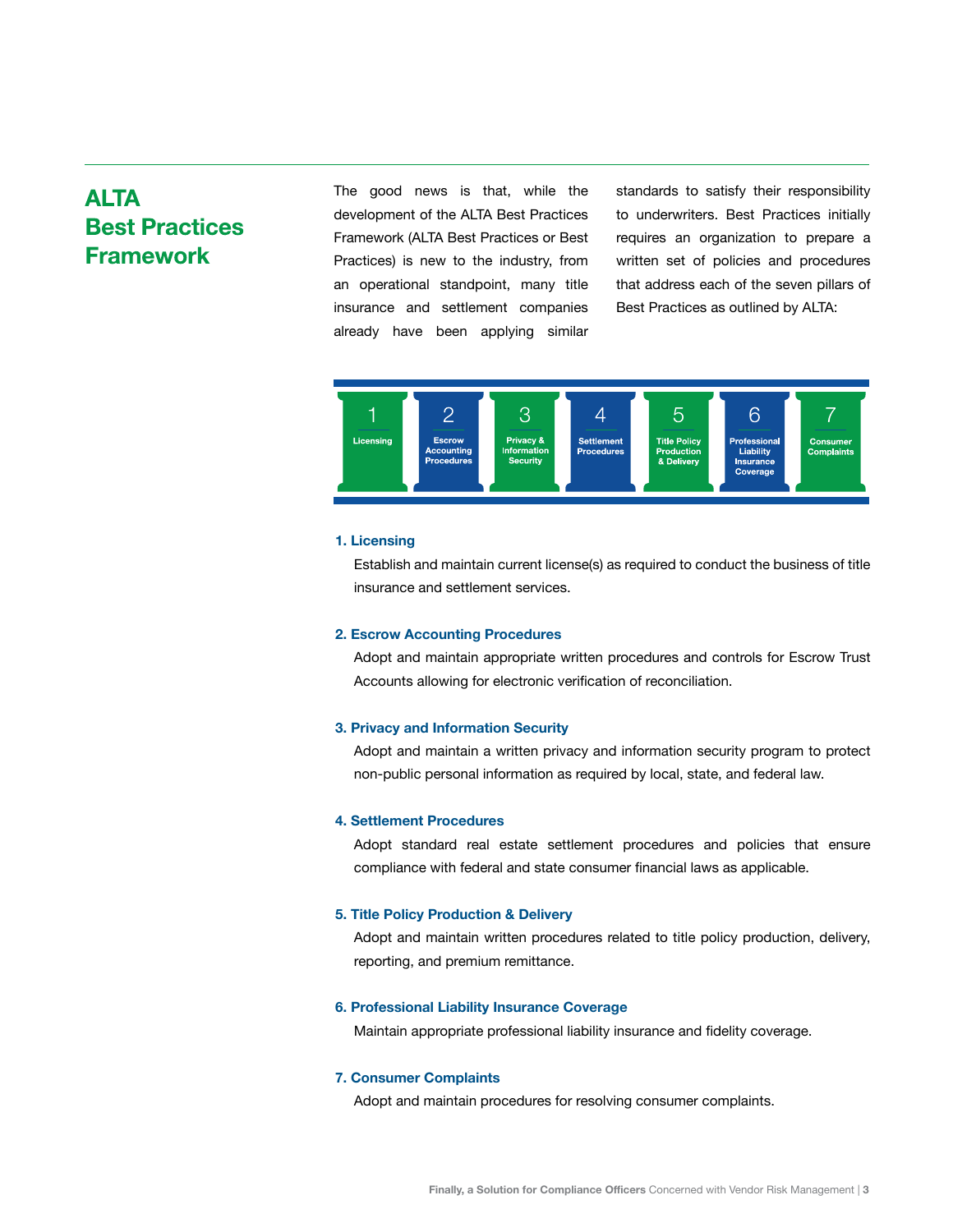## ALTA Best Practices Framework

The good news is that, while the development of the ALTA Best Practices Framework (ALTA Best Practices or Best Practices) is new to the industry, from an operational standpoint, many title insurance and settlement companies already have been applying similar standards to satisfy their responsibility to underwriters. Best Practices initially requires an organization to prepare a written set of policies and procedures that address each of the seven pillars of Best Practices as outlined by ALTA:

| 1 | 2 | 3 | 4 | 5 | 6 | 7 |
|---|---|---|---|---|---|---|
| Licensing | Escrow Accounting Procedures | Privacy & Information Security | Settlement Procedures | Title Policy Production & Delivery | Professional Liability Insurance Coverage | Consumer Complaints |

**1. Licensing**

Establish and maintain current license(s) as required to conduct the business of title insurance and settlement services.

**2. Escrow Accounting Procedures**

Adopt and maintain appropriate written procedures and controls for Escrow Trust Accounts allowing for electronic verification of reconciliation.

**3. Privacy and Information Security**

Adopt and maintain a written privacy and information security program to protect non-public personal information as required by local, state, and federal law.

**4. Settlement Procedures**

Adopt standard real estate settlement procedures and policies that ensure compliance with federal and state consumer financial laws as applicable.

**5. Title Policy Production & Delivery**

Adopt and maintain written procedures related to title policy production, delivery, reporting, and premium remittance.

**6. Professional Liability Insurance Coverage**

Maintain appropriate professional liability insurance and fidelity coverage.

**7. Consumer Complaints**

Adopt and maintain procedures for resolving consumer complaints.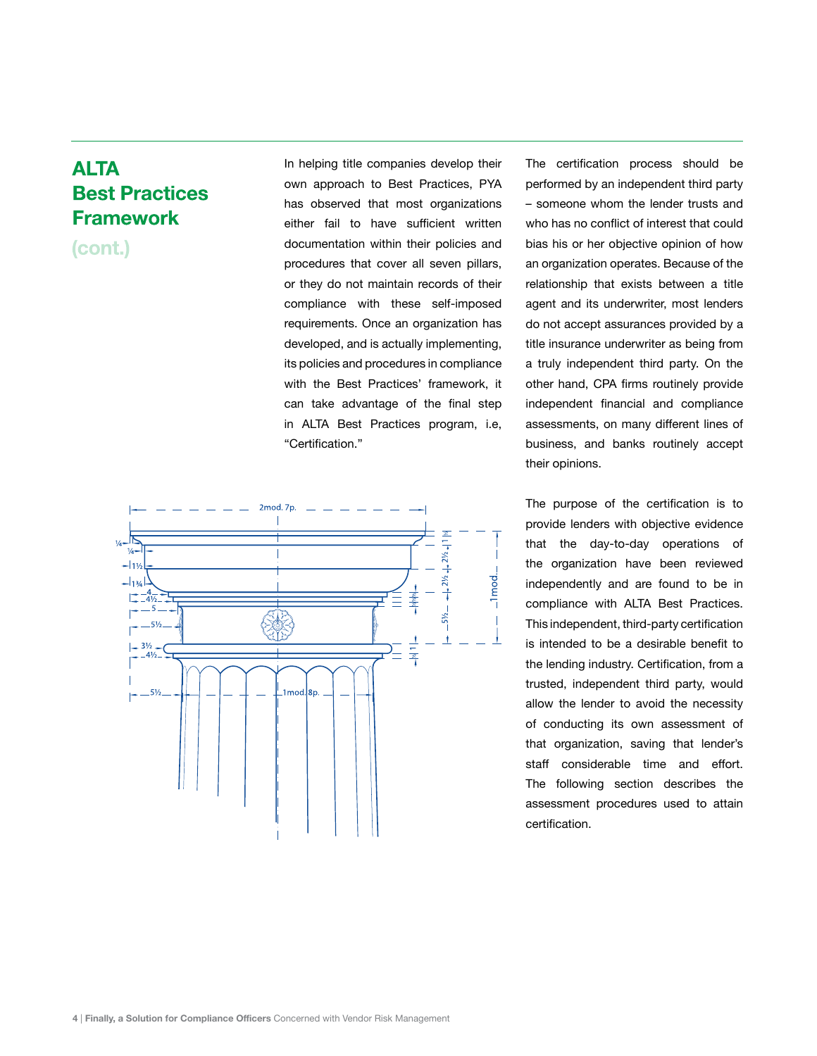## ALTA Best Practices Framework (cont.)

In helping title companies develop their own approach to Best Practices, PYA has observed that most organizations either fail to have sufficient written documentation within their policies and procedures that cover all seven pillars, or they do not maintain records of their compliance with these self-imposed requirements. Once an organization has developed, and is actually implementing, its policies and procedures in compliance with the Best Practices' framework, it can take advantage of the final step in ALTA Best Practices program, i.e, "Certification."

The certification process should be performed by an independent third party – someone whom the lender trusts and who has no conflict of interest that could bias his or her objective opinion of how an organization operates. Because of the relationship that exists between a title agent and its underwriter, most lenders do not accept assurances provided by a title insurance underwriter as being from a truly independent third party. On the other hand, CPA firms routinely provide independent financial and compliance assessments, on many different lines of business, and banks routinely accept their opinions.

The purpose of the certification is to provide lenders with objective evidence that the day-to-day operations of the organization have been reviewed independently and are found to be in compliance with ALTA Best Practices. This independent, third-party certification is intended to be a desirable benefit to the lending industry. Certification, from a trusted, independent third party, would allow the lender to avoid the necessity of conducting its own assessment of that organization, saving that lender's staff considerable time and effort. The following section describes the assessment procedures used to attain certification.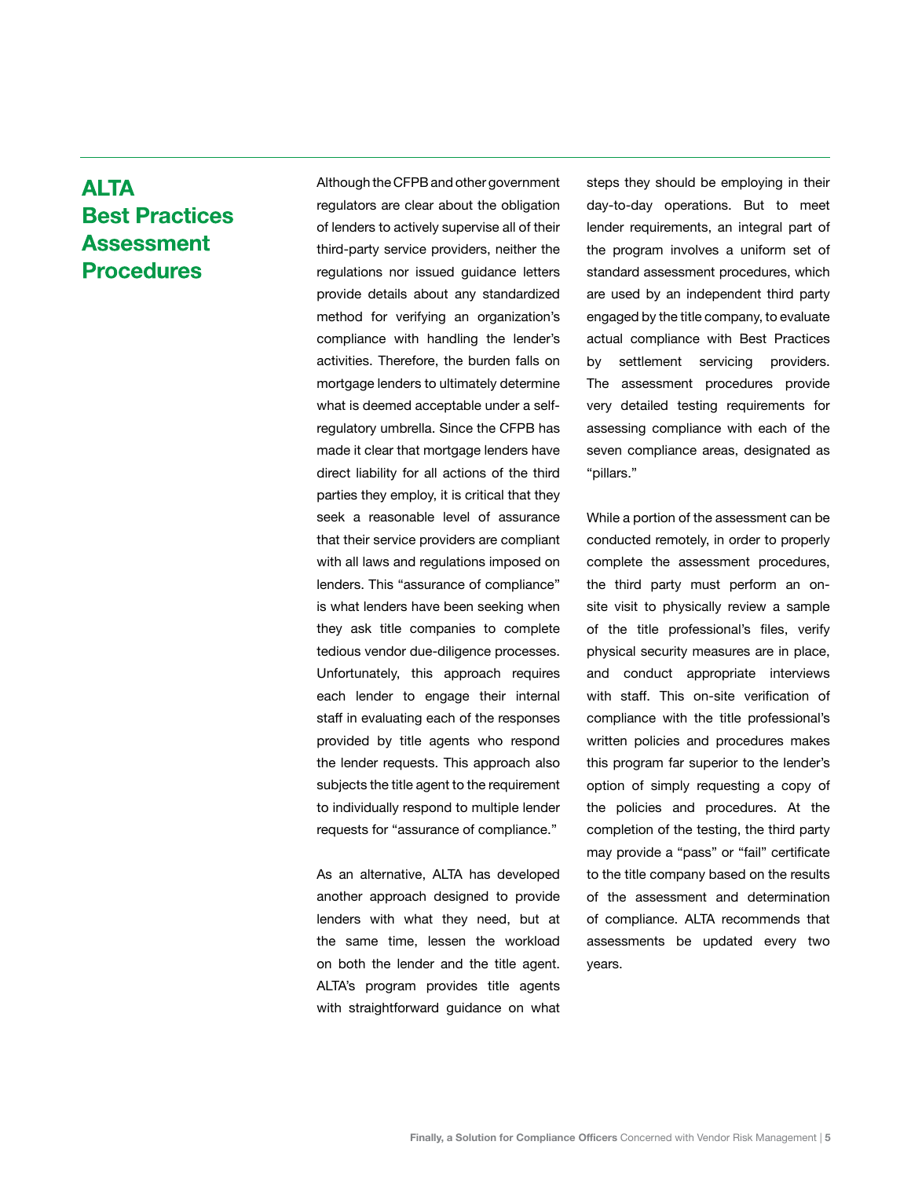# ALTA Best Practices Assessment Procedures

Although the CFPB and other government regulators are clear about the obligation of lenders to actively supervise all of their third-party service providers, neither the regulations nor issued guidance letters provide details about any standardized method for verifying an organization's compliance with handling the lender's activities. Therefore, the burden falls on mortgage lenders to ultimately determine what is deemed acceptable under a self-regulatory umbrella. Since the CFPB has made it clear that mortgage lenders have direct liability for all actions of the third parties they employ, it is critical that they seek a reasonable level of assurance that their service providers are compliant with all laws and regulations imposed on lenders. This "assurance of compliance" is what lenders have been seeking when they ask title companies to complete tedious vendor due-diligence processes. Unfortunately, this approach requires each lender to engage their internal staff in evaluating each of the responses provided by title agents who respond the lender requests. This approach also subjects the title agent to the requirement to individually respond to multiple lender requests for "assurance of compliance."

As an alternative, ALTA has developed another approach designed to provide lenders with what they need, but at the same time, lessen the workload on both the lender and the title agent. ALTA's program provides title agents with straightforward guidance on what steps they should be employing in their day-to-day operations. But to meet lender requirements, an integral part of the program involves a uniform set of standard assessment procedures, which are used by an independent third party engaged by the title company, to evaluate actual compliance with Best Practices by settlement servicing providers. The assessment procedures provide very detailed testing requirements for assessing compliance with each of the seven compliance areas, designated as "pillars."

While a portion of the assessment can be conducted remotely, in order to properly complete the assessment procedures, the third party must perform an on-site visit to physically review a sample of the title professional's files, verify physical security measures are in place, and conduct appropriate interviews with staff. This on-site verification of compliance with the title professional's written policies and procedures makes this program far superior to the lender's option of simply requesting a copy of the policies and procedures. At the completion of the testing, the third party may provide a "pass" or "fail" certificate to the title company based on the results of the assessment and determination of compliance. ALTA recommends that assessments be updated every two years.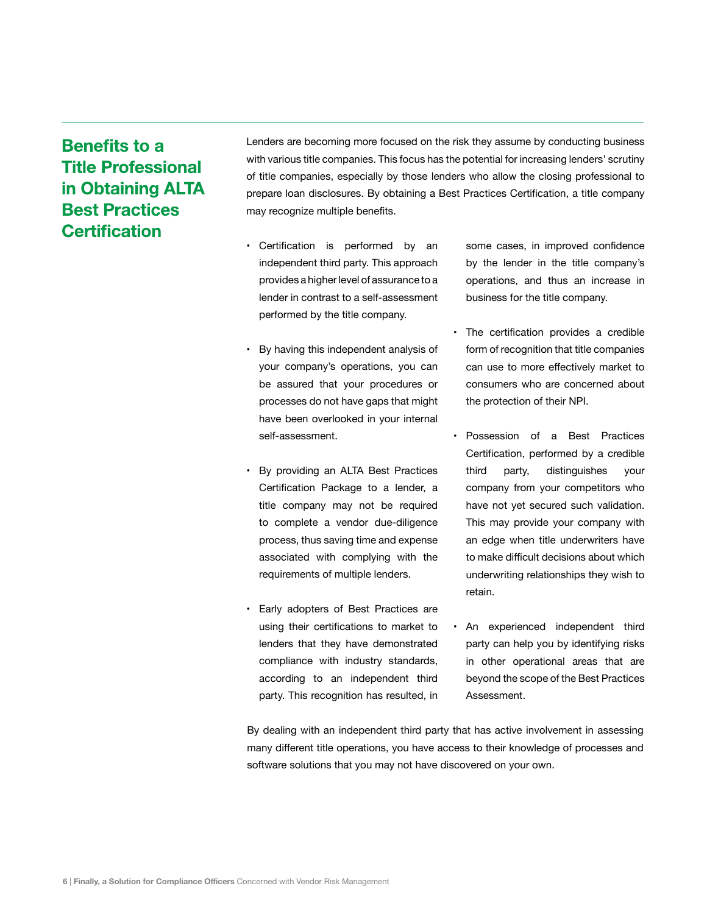## Benefits to a Title Professional in Obtaining ALTA Best Practices Certification

Lenders are becoming more focused on the risk they assume by conducting business with various title companies. This focus has the potential for increasing lenders' scrutiny of title companies, especially by those lenders who allow the closing professional to prepare loan disclosures. By obtaining a Best Practices Certification, a title company may recognize multiple benefits.

- Certification is performed by an independent third party. This approach provides a higher level of assurance to a lender in contrast to a self-assessment performed by the title company.
- By having this independent analysis of your company's operations, you can be assured that your procedures or processes do not have gaps that might have been overlooked in your internal self-assessment.
- By providing an ALTA Best Practices Certification Package to a lender, a title company may not be required to complete a vendor due-diligence process, thus saving time and expense associated with complying with the requirements of multiple lenders.
- Early adopters of Best Practices are using their certifications to market to lenders that they have demonstrated compliance with industry standards, according to an independent third party. This recognition has resulted, in some cases, in improved confidence by the lender in the title company's operations, and thus an increase in business for the title company.
- The certification provides a credible form of recognition that title companies can use to more effectively market to consumers who are concerned about the protection of their NPI.
- Possession of a Best Practices Certification, performed by a credible third party, distinguishes your company from your competitors who have not yet secured such validation. This may provide your company with an edge when title underwriters have to make difficult decisions about which underwriting relationships they wish to retain.
- An experienced independent third party can help you by identifying risks in other operational areas that are beyond the scope of the Best Practices Assessment.

By dealing with an independent third party that has active involvement in assessing many different title operations, you have access to their knowledge of processes and software solutions that you may not have discovered on your own.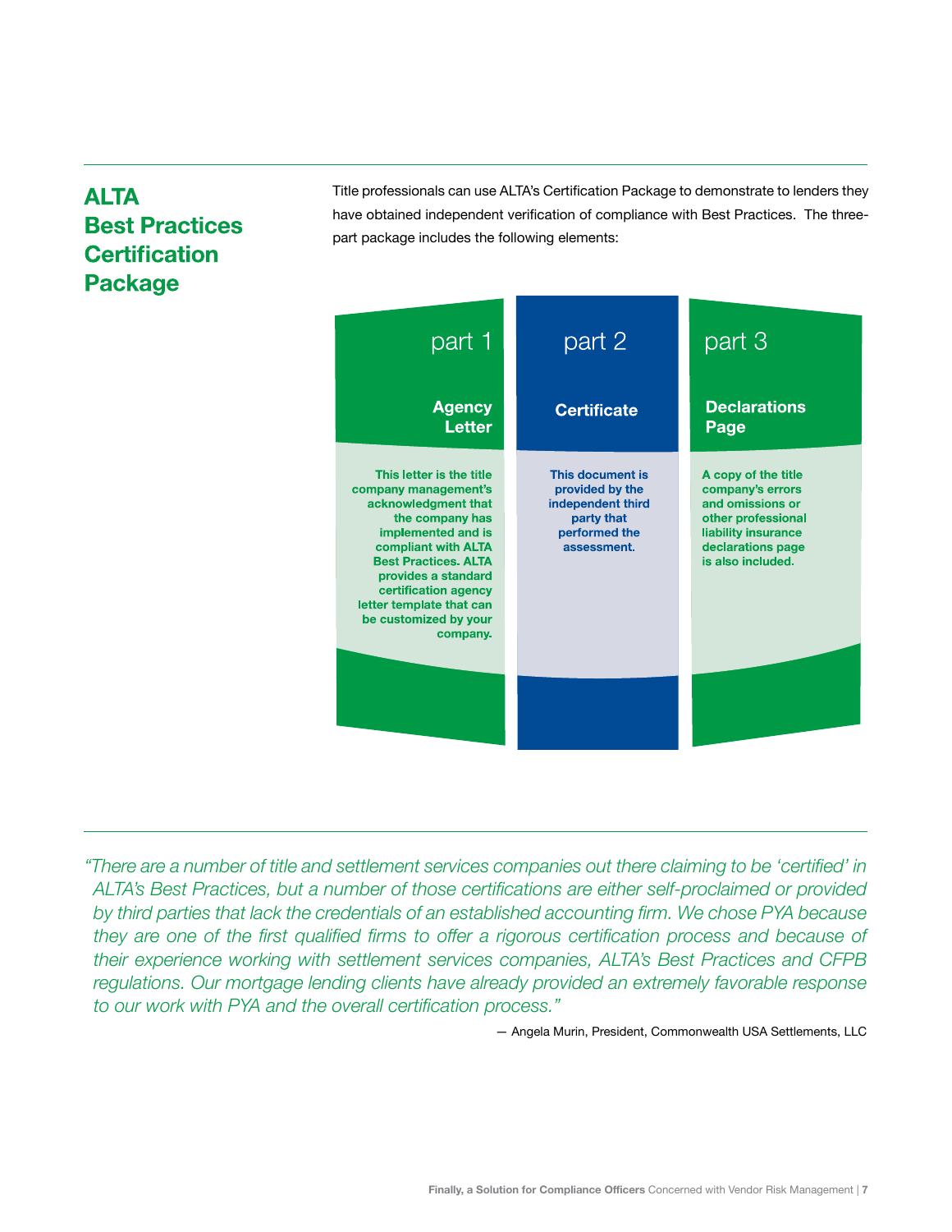## ALTA Best Practices Certification Package

Title professionals can use ALTA's Certification Package to demonstrate to lenders they have obtained independent verification of compliance with Best Practices. The three-part package includes the following elements:

**part 1 — Agency Letter**

This letter is the title company management's acknowledgment that the company has implemented and is compliant with ALTA Best Practices. ALTA provides a standard certification agency letter template that can be customized by your company.

**part 2 — Certificate**

This document is provided by the independent third party that performed the assessment.

**part 3 — Declarations Page**

A copy of the title company's errors and omissions or other professional liability insurance declarations page is also included.

---

*"There are a number of title and settlement services companies out there claiming to be 'certified' in ALTA's Best Practices, but a number of those certifications are either self-proclaimed or provided by third parties that lack the credentials of an established accounting firm. We chose PYA because they are one of the first qualified firms to offer a rigorous certification process and because of their experience working with settlement services companies, ALTA's Best Practices and CFPB regulations. Our mortgage lending clients have already provided an extremely favorable response to our work with PYA and the overall certification process."*

— Angela Murin, President, Commonwealth USA Settlements, LLC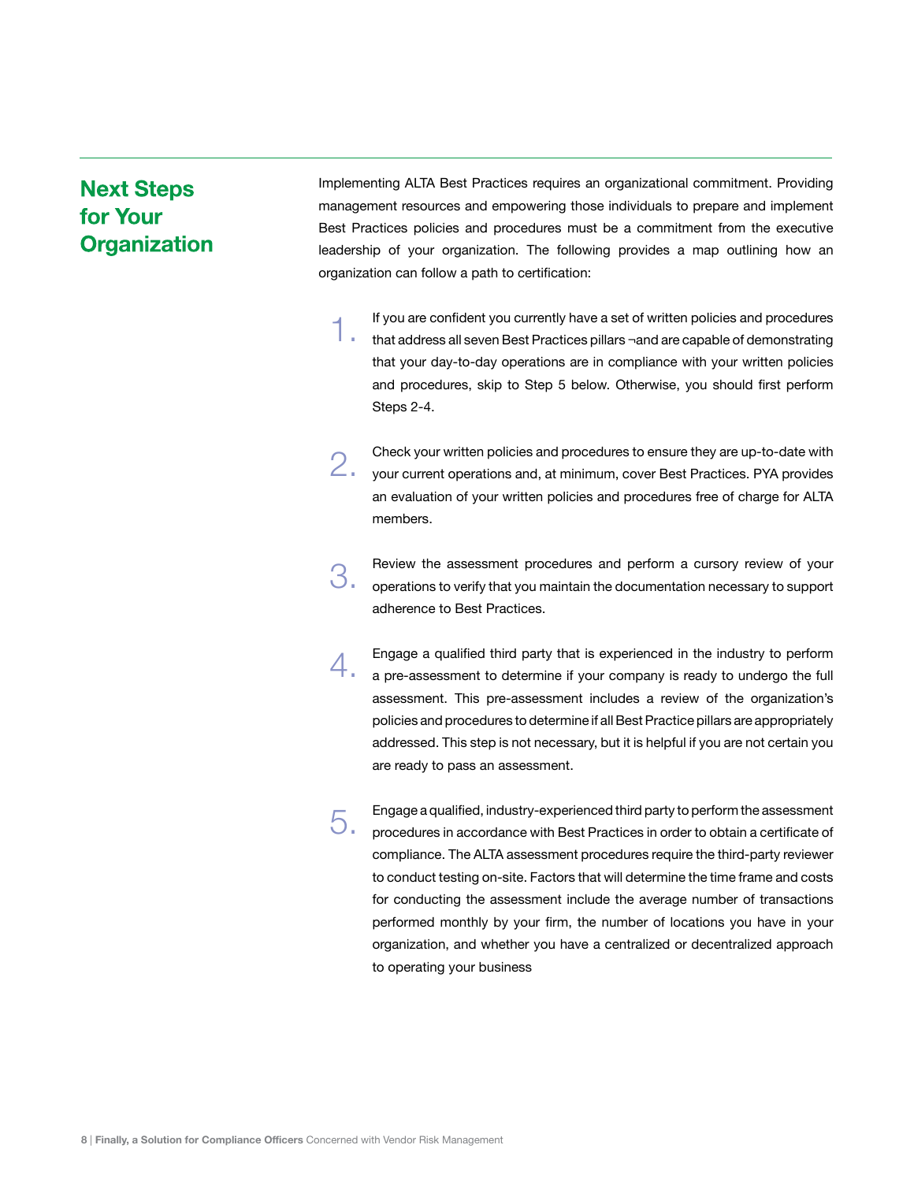## Next Steps for Your Organization

Implementing ALTA Best Practices requires an organizational commitment. Providing management resources and empowering those individuals to prepare and implement Best Practices policies and procedures must be a commitment from the executive leadership of your organization. The following provides a map outlining how an organization can follow a path to certification:

1. If you are confident you currently have a set of written policies and procedures that address all seven Best Practices pillars ¬and are capable of demonstrating that your day-to-day operations are in compliance with your written policies and procedures, skip to Step 5 below. Otherwise, you should first perform Steps 2-4.

2. Check your written policies and procedures to ensure they are up-to-date with your current operations and, at minimum, cover Best Practices. PYA provides an evaluation of your written policies and procedures free of charge for ALTA members.

3. Review the assessment procedures and perform a cursory review of your operations to verify that you maintain the documentation necessary to support adherence to Best Practices.

4. Engage a qualified third party that is experienced in the industry to perform a pre-assessment to determine if your company is ready to undergo the full assessment. This pre-assessment includes a review of the organization's policies and procedures to determine if all Best Practice pillars are appropriately addressed. This step is not necessary, but it is helpful if you are not certain you are ready to pass an assessment.

5. Engage a qualified, industry-experienced third party to perform the assessment procedures in accordance with Best Practices in order to obtain a certificate of compliance. The ALTA assessment procedures require the third-party reviewer to conduct testing on-site. Factors that will determine the time frame and costs for conducting the assessment include the average number of transactions performed monthly by your firm, the number of locations you have in your organization, and whether you have a centralized or decentralized approach to operating your business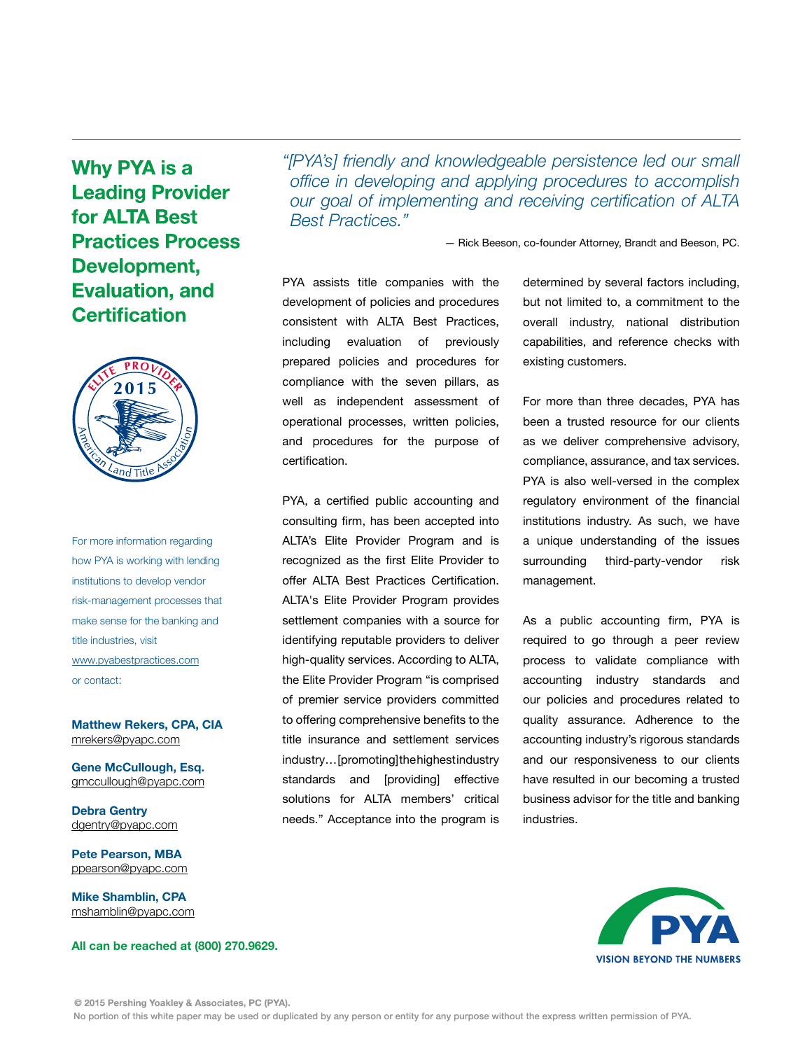## Why PYA is a Leading Provider for ALTA Best Practices Process Development, Evaluation, and Certification

*"[PYA's] friendly and knowledgeable persistence led our small office in developing and applying procedures to accomplish our goal of implementing and receiving certification of ALTA Best Practices."*

— Rick Beeson, co-founder Attorney, Brandt and Beeson, PC.

PYA assists title companies with the development of policies and procedures consistent with ALTA Best Practices, including evaluation of previously prepared policies and procedures for compliance with the seven pillars, as well as independent assessment of operational processes, written policies, and procedures for the purpose of certification.

PYA, a certified public accounting and consulting firm, has been accepted into ALTA's Elite Provider Program and is recognized as the first Elite Provider to offer ALTA Best Practices Certification. ALTA's Elite Provider Program provides settlement companies with a source for identifying reputable providers to deliver high-quality services. According to ALTA, the Elite Provider Program "is comprised of premier service providers committed to offering comprehensive benefits to the title insurance and settlement services industry…[promoting] the highest industry standards and [providing] effective solutions for ALTA members' critical needs." Acceptance into the program is determined by several factors including, but not limited to, a commitment to the overall industry, national distribution capabilities, and reference checks with existing customers.

For more than three decades, PYA has been a trusted resource for our clients as we deliver comprehensive advisory, compliance, assurance, and tax services. PYA is also well-versed in the complex regulatory environment of the financial institutions industry. As such, we have a unique understanding of the issues surrounding third-party-vendor risk management.

As a public accounting firm, PYA is required to go through a peer review process to validate compliance with accounting industry standards and our policies and procedures related to quality assurance. Adherence to the accounting industry's rigorous standards and our responsiveness to our clients have resulted in our becoming a trusted business advisor for the title and banking industries.

For more information regarding how PYA is working with lending institutions to develop vendor risk-management processes that make sense for the banking and title industries, visit www.pyabestpractices.com or contact:

**Matthew Rekers, CPA, CIA**
mrekers@pyapc.com

**Gene McCullough, Esq.**
gmccullough@pyapc.com

**Debra Gentry**
dgentry@pyapc.com

**Pete Pearson, MBA**
ppearson@pyapc.com

**Mike Shamblin, CPA**
mshamblin@pyapc.com

**All can be reached at (800) 270.9629.**

© 2015 Pershing Yoakley & Associates, PC (PYA).
No portion of this white paper may be used or duplicated by any person or entity for any purpose without the express written permission of PYA.